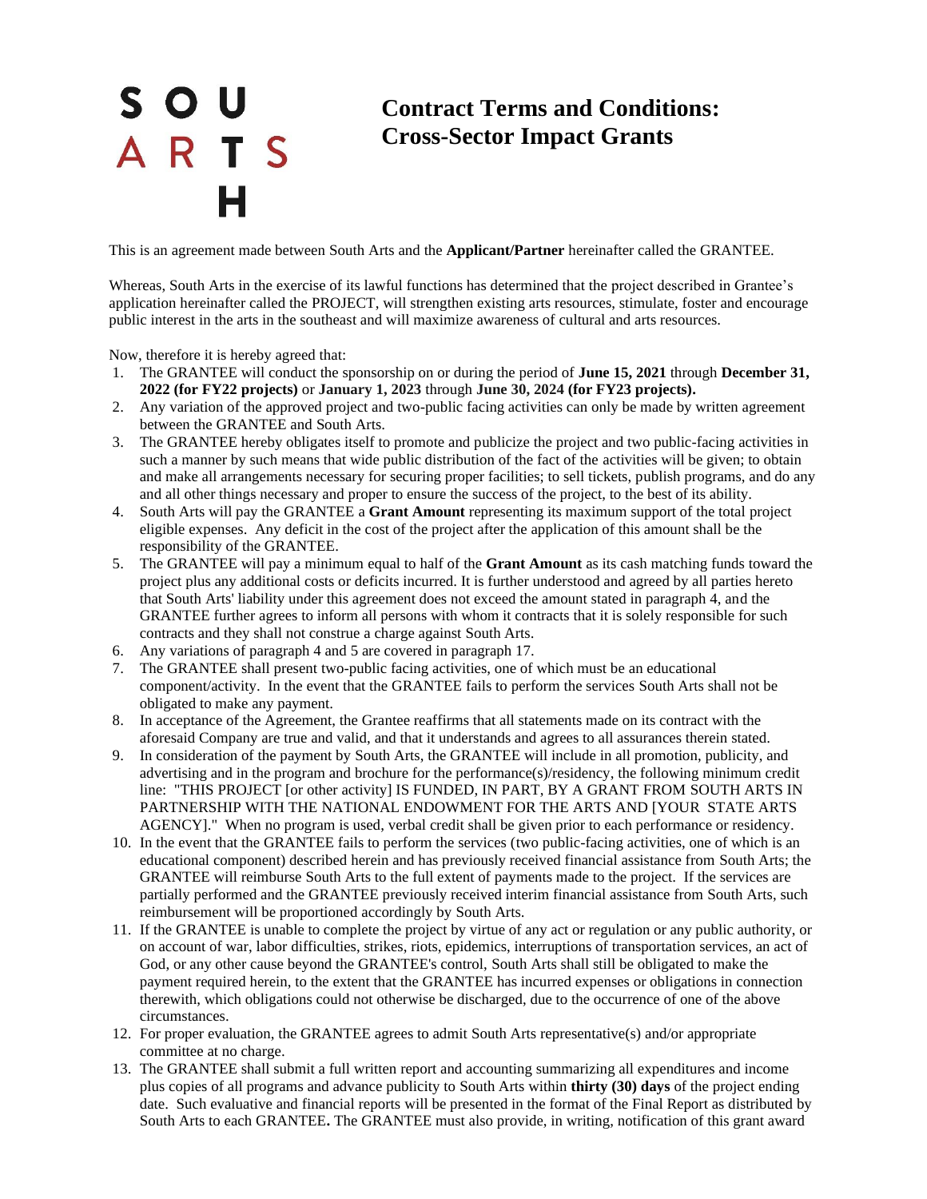SOUTH ARTS

# Contract Terms and Conditions: Cross-Sector Impact Grants

This is an agreement made between South Arts and the **Applicant/Partner** hereinafter called the GRANTEE.

Whereas, South Arts in the exercise of its lawful functions has determined that the project described in Grantee's application hereinafter called the PROJECT, will strengthen existing arts resources, stimulate, foster and encourage public interest in the arts in the southeast and will maximize awareness of cultural and arts resources.

Now, therefore it is hereby agreed that:

1. The GRANTEE will conduct the sponsorship on or during the period of **June 15, 2021** through **December 31, 2022 (for FY22 projects)** or **January 1, 2023** through **June 30, 2024 (for FY23 projects).**
2. Any variation of the approved project and two-public facing activities can only be made by written agreement between the GRANTEE and South Arts.
3. The GRANTEE hereby obligates itself to promote and publicize the project and two public-facing activities in such a manner by such means that wide public distribution of the fact of the activities will be given; to obtain and make all arrangements necessary for securing proper facilities; to sell tickets, publish programs, and do any and all other things necessary and proper to ensure the success of the project, to the best of its ability.
4. South Arts will pay the GRANTEE a **Grant Amount** representing its maximum support of the total project eligible expenses. Any deficit in the cost of the project after the application of this amount shall be the responsibility of the GRANTEE.
5. The GRANTEE will pay a minimum equal to half of the **Grant Amount** as its cash matching funds toward the project plus any additional costs or deficits incurred. It is further understood and agreed by all parties hereto that South Arts' liability under this agreement does not exceed the amount stated in paragraph 4, and the GRANTEE further agrees to inform all persons with whom it contracts that it is solely responsible for such contracts and they shall not construe a charge against South Arts.
6. Any variations of paragraph 4 and 5 are covered in paragraph 17.
7. The GRANTEE shall present two-public facing activities, one of which must be an educational component/activity. In the event that the GRANTEE fails to perform the services South Arts shall not be obligated to make any payment.
8. In acceptance of the Agreement, the Grantee reaffirms that all statements made on its contract with the aforesaid Company are true and valid, and that it understands and agrees to all assurances therein stated.
9. In consideration of the payment by South Arts, the GRANTEE will include in all promotion, publicity, and advertising and in the program and brochure for the performance(s)/residency, the following minimum credit line: "THIS PROJECT [or other activity] IS FUNDED, IN PART, BY A GRANT FROM SOUTH ARTS IN PARTNERSHIP WITH THE NATIONAL ENDOWMENT FOR THE ARTS AND [YOUR STATE ARTS AGENCY]." When no program is used, verbal credit shall be given prior to each performance or residency.
10. In the event that the GRANTEE fails to perform the services (two public-facing activities, one of which is an educational component) described herein and has previously received financial assistance from South Arts; the GRANTEE will reimburse South Arts to the full extent of payments made to the project. If the services are partially performed and the GRANTEE previously received interim financial assistance from South Arts, such reimbursement will be proportioned accordingly by South Arts.
11. If the GRANTEE is unable to complete the project by virtue of any act or regulation or any public authority, or on account of war, labor difficulties, strikes, riots, epidemics, interruptions of transportation services, an act of God, or any other cause beyond the GRANTEE's control, South Arts shall still be obligated to make the payment required herein, to the extent that the GRANTEE has incurred expenses or obligations in connection therewith, which obligations could not otherwise be discharged, due to the occurrence of one of the above circumstances.
12. For proper evaluation, the GRANTEE agrees to admit South Arts representative(s) and/or appropriate committee at no charge.
13. The GRANTEE shall submit a full written report and accounting summarizing all expenditures and income plus copies of all programs and advance publicity to South Arts within **thirty (30) days** of the project ending date. Such evaluative and financial reports will be presented in the format of the Final Report as distributed by South Arts to each GRANTEE**.** The GRANTEE must also provide, in writing, notification of this grant award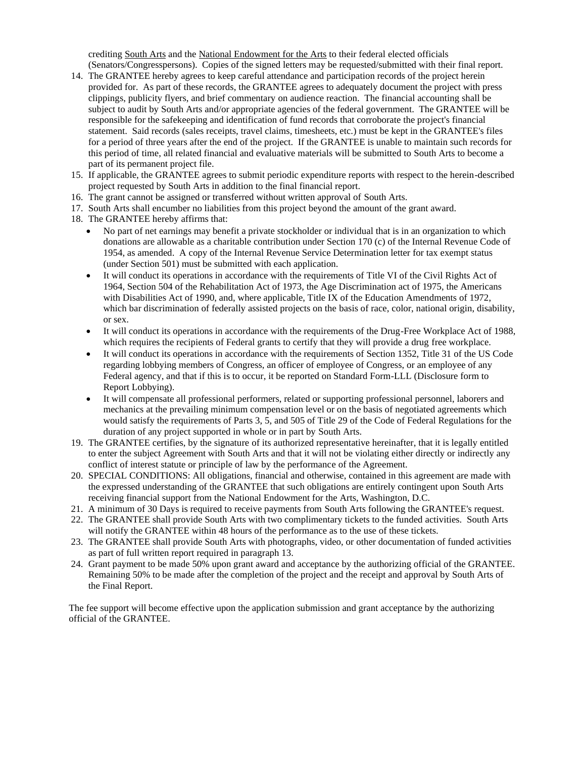crediting South Arts and the National Endowment for the Arts to their federal elected officials (Senators/Congresspersons). Copies of the signed letters may be requested/submitted with their final report.

14. The GRANTEE hereby agrees to keep careful attendance and participation records of the project herein provided for. As part of these records, the GRANTEE agrees to adequately document the project with press clippings, publicity flyers, and brief commentary on audience reaction. The financial accounting shall be subject to audit by South Arts and/or appropriate agencies of the federal government. The GRANTEE will be responsible for the safekeeping and identification of fund records that corroborate the project's financial statement. Said records (sales receipts, travel claims, timesheets, etc.) must be kept in the GRANTEE's files for a period of three years after the end of the project. If the GRANTEE is unable to maintain such records for this period of time, all related financial and evaluative materials will be submitted to South Arts to become a part of its permanent project file.
15. If applicable, the GRANTEE agrees to submit periodic expenditure reports with respect to the herein-described project requested by South Arts in addition to the final financial report.
16. The grant cannot be assigned or transferred without written approval of South Arts.
17. South Arts shall encumber no liabilities from this project beyond the amount of the grant award.
18. The GRANTEE hereby affirms that:
    - No part of net earnings may benefit a private stockholder or individual that is in an organization to which donations are allowable as a charitable contribution under Section 170 (c) of the Internal Revenue Code of 1954, as amended. A copy of the Internal Revenue Service Determination letter for tax exempt status (under Section 501) must be submitted with each application.
    - It will conduct its operations in accordance with the requirements of Title VI of the Civil Rights Act of 1964, Section 504 of the Rehabilitation Act of 1973, the Age Discrimination act of 1975, the Americans with Disabilities Act of 1990, and, where applicable, Title IX of the Education Amendments of 1972, which bar discrimination of federally assisted projects on the basis of race, color, national origin, disability, or sex.
    - It will conduct its operations in accordance with the requirements of the Drug-Free Workplace Act of 1988, which requires the recipients of Federal grants to certify that they will provide a drug free workplace.
    - It will conduct its operations in accordance with the requirements of Section 1352, Title 31 of the US Code regarding lobbying members of Congress, an officer of employee of Congress, or an employee of any Federal agency, and that if this is to occur, it be reported on Standard Form-LLL (Disclosure form to Report Lobbying).
    - It will compensate all professional performers, related or supporting professional personnel, laborers and mechanics at the prevailing minimum compensation level or on the basis of negotiated agreements which would satisfy the requirements of Parts 3, 5, and 505 of Title 29 of the Code of Federal Regulations for the duration of any project supported in whole or in part by South Arts.
19. The GRANTEE certifies, by the signature of its authorized representative hereinafter, that it is legally entitled to enter the subject Agreement with South Arts and that it will not be violating either directly or indirectly any conflict of interest statute or principle of law by the performance of the Agreement.
20. SPECIAL CONDITIONS: All obligations, financial and otherwise, contained in this agreement are made with the expressed understanding of the GRANTEE that such obligations are entirely contingent upon South Arts receiving financial support from the National Endowment for the Arts, Washington, D.C.
21. A minimum of 30 Days is required to receive payments from South Arts following the GRANTEE's request.
22. The GRANTEE shall provide South Arts with two complimentary tickets to the funded activities. South Arts will notify the GRANTEE within 48 hours of the performance as to the use of these tickets.
23. The GRANTEE shall provide South Arts with photographs, video, or other documentation of funded activities as part of full written report required in paragraph 13.
24. Grant payment to be made 50% upon grant award and acceptance by the authorizing official of the GRANTEE. Remaining 50% to be made after the completion of the project and the receipt and approval by South Arts of the Final Report.

The fee support will become effective upon the application submission and grant acceptance by the authorizing official of the GRANTEE.